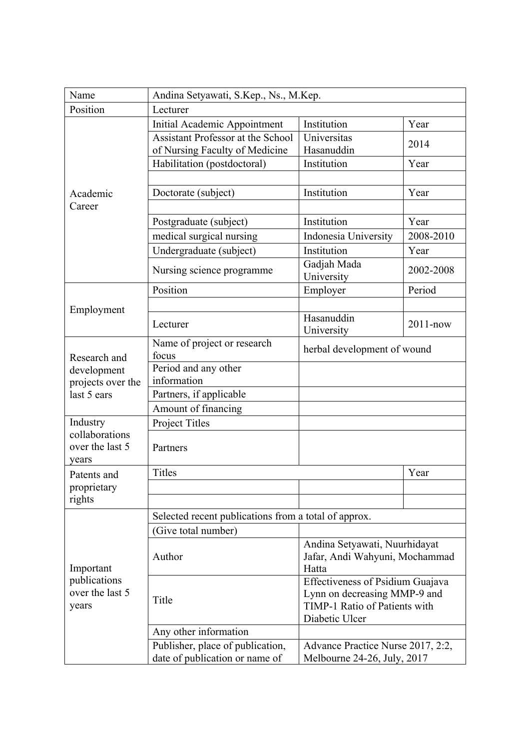| Name | Andina Setyawati, S.Kep., Ns., M.Kep. | | |
|---|---|---|---|
| Position | Lecturer | | |
| Academic Career | Initial Academic Appointment | Institution | Year |
| | Assistant Professor at the School of Nursing Faculty of Medicine | Universitas Hasanuddin | 2014 |
| | Habilitation (postdoctoral) | Institution | Year |
| | | | |
| | Doctorate (subject) | Institution | Year |
| | | | |
| | Postgraduate (subject) | Institution | Year |
| | medical surgical nursing | Indonesia University | 2008-2010 |
| | Undergraduate (subject) | Institution | Year |
| | Nursing science programme | Gadjah Mada University | 2002-2008 |
| Employment | Position | Employer | Period |
| | | | |
| | Lecturer | Hasanuddin University | 2011-now |
| Research and development projects over the last 5 ears | Name of project or research focus | herbal development of wound | |
| | Period and any other information | | |
| | Partners, if applicable | | |
| | Amount of financing | | |
| Industry collaborations over the last 5 years | Project Titles | | |
| | Partners | | |
| Patents and proprietary rights | Titles | | Year |
| | | | |
| | | | |
| Important publications over the last 5 years | Selected recent publications from a total of approx. | | |
| | (Give total number) | | |
| | Author | Andina Setyawati, Nuurhidayat Jafar, Andi Wahyuni, Mochammad Hatta | |
| | Title | Effectiveness of Psidium Guajava Lynn on decreasing MMP-9 and TIMP-1 Ratio of Patients with Diabetic Ulcer | |
| | Any other information | | |
| | Publisher, place of publication, date of publication or name of | Advance Practice Nurse 2017, 2:2, Melbourne 24-26, July, 2017 | |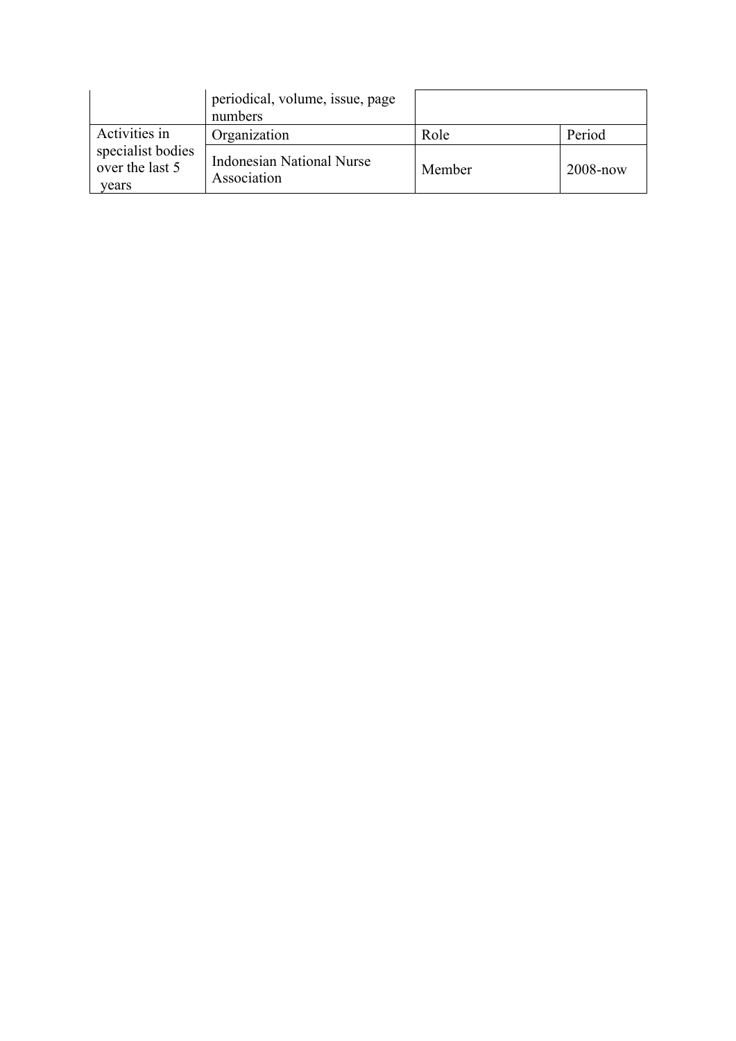| | | | |
|---|---|---|---|
| | periodical, volume, issue, page numbers | | |
| Activities in specialist bodies over the last 5 years | Organization | Role | Period |
| | Indonesian National Nurse Association | Member | 2008-now |